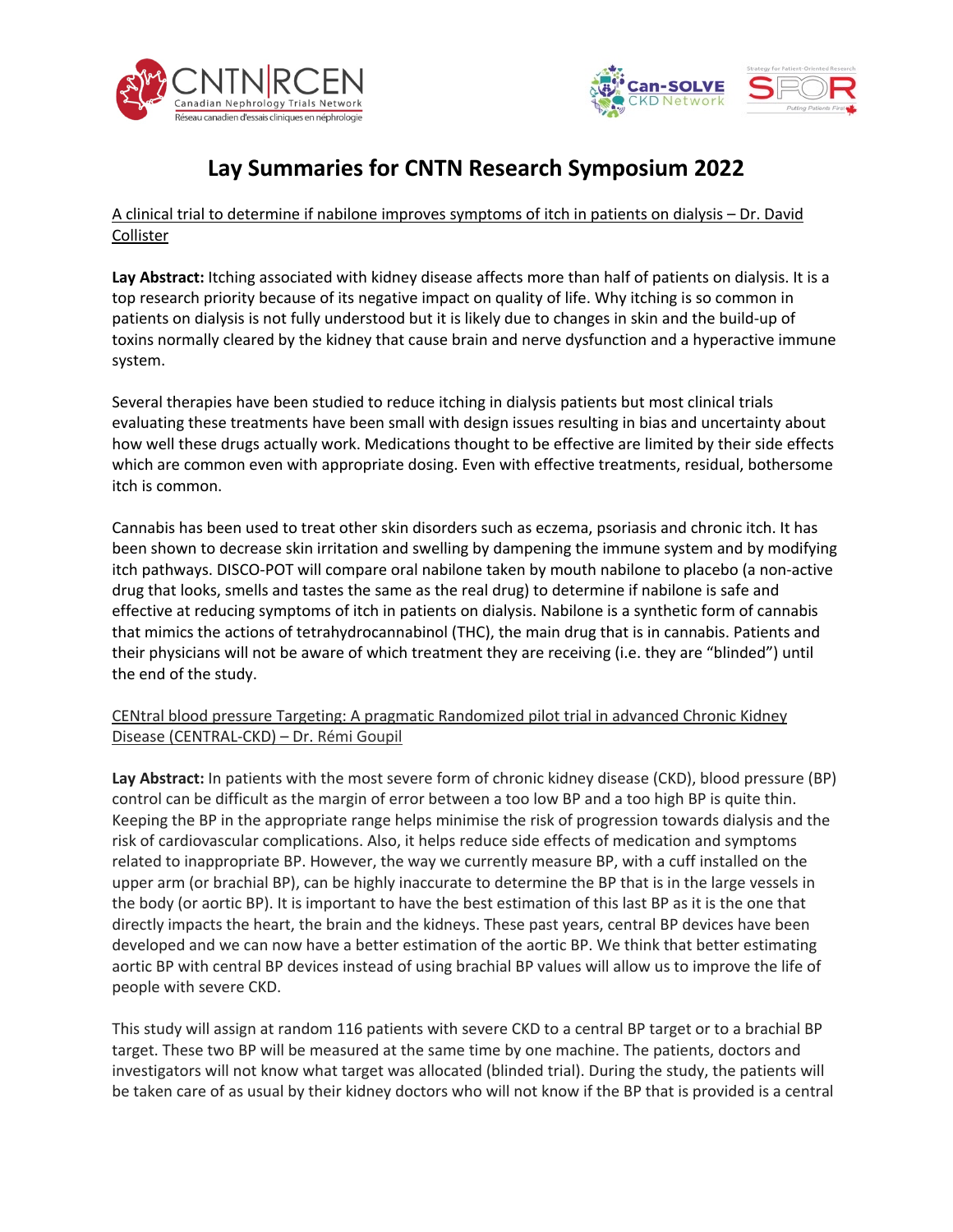# Lay Summaries for CNTN Research Symposium 2022

A clinical trial to determine if nabilone improves symptoms of itch in patients on dialysis – Dr. David Collister

**Lay Abstract:** Itching associated with kidney disease affects more than half of patients on dialysis. It is a top research priority because of its negative impact on quality of life. Why itching is so common in patients on dialysis is not fully understood but it is likely due to changes in skin and the build-up of toxins normally cleared by the kidney that cause brain and nerve dysfunction and a hyperactive immune system.

Several therapies have been studied to reduce itching in dialysis patients but most clinical trials evaluating these treatments have been small with design issues resulting in bias and uncertainty about how well these drugs actually work. Medications thought to be effective are limited by their side effects which are common even with appropriate dosing. Even with effective treatments, residual, bothersome itch is common.

Cannabis has been used to treat other skin disorders such as eczema, psoriasis and chronic itch. It has been shown to decrease skin irritation and swelling by dampening the immune system and by modifying itch pathways. DISCO-POT will compare oral nabilone taken by mouth nabilone to placebo (a non-active drug that looks, smells and tastes the same as the real drug) to determine if nabilone is safe and effective at reducing symptoms of itch in patients on dialysis. Nabilone is a synthetic form of cannabis that mimics the actions of tetrahydrocannabinol (THC), the main drug that is in cannabis. Patients and their physicians will not be aware of which treatment they are receiving (i.e. they are "blinded") until the end of the study.

CENtral blood pressure Targeting: A pragmatic Randomized pilot trial in advanced Chronic Kidney Disease (CENTRAL-CKD) – Dr. Rémi Goupil

**Lay Abstract:** In patients with the most severe form of chronic kidney disease (CKD), blood pressure (BP) control can be difficult as the margin of error between a too low BP and a too high BP is quite thin. Keeping the BP in the appropriate range helps minimise the risk of progression towards dialysis and the risk of cardiovascular complications. Also, it helps reduce side effects of medication and symptoms related to inappropriate BP. However, the way we currently measure BP, with a cuff installed on the upper arm (or brachial BP), can be highly inaccurate to determine the BP that is in the large vessels in the body (or aortic BP). It is important to have the best estimation of this last BP as it is the one that directly impacts the heart, the brain and the kidneys. These past years, central BP devices have been developed and we can now have a better estimation of the aortic BP. We think that better estimating aortic BP with central BP devices instead of using brachial BP values will allow us to improve the life of people with severe CKD.

This study will assign at random 116 patients with severe CKD to a central BP target or to a brachial BP target. These two BP will be measured at the same time by one machine. The patients, doctors and investigators will not know what target was allocated (blinded trial). During the study, the patients will be taken care of as usual by their kidney doctors who will not know if the BP that is provided is a central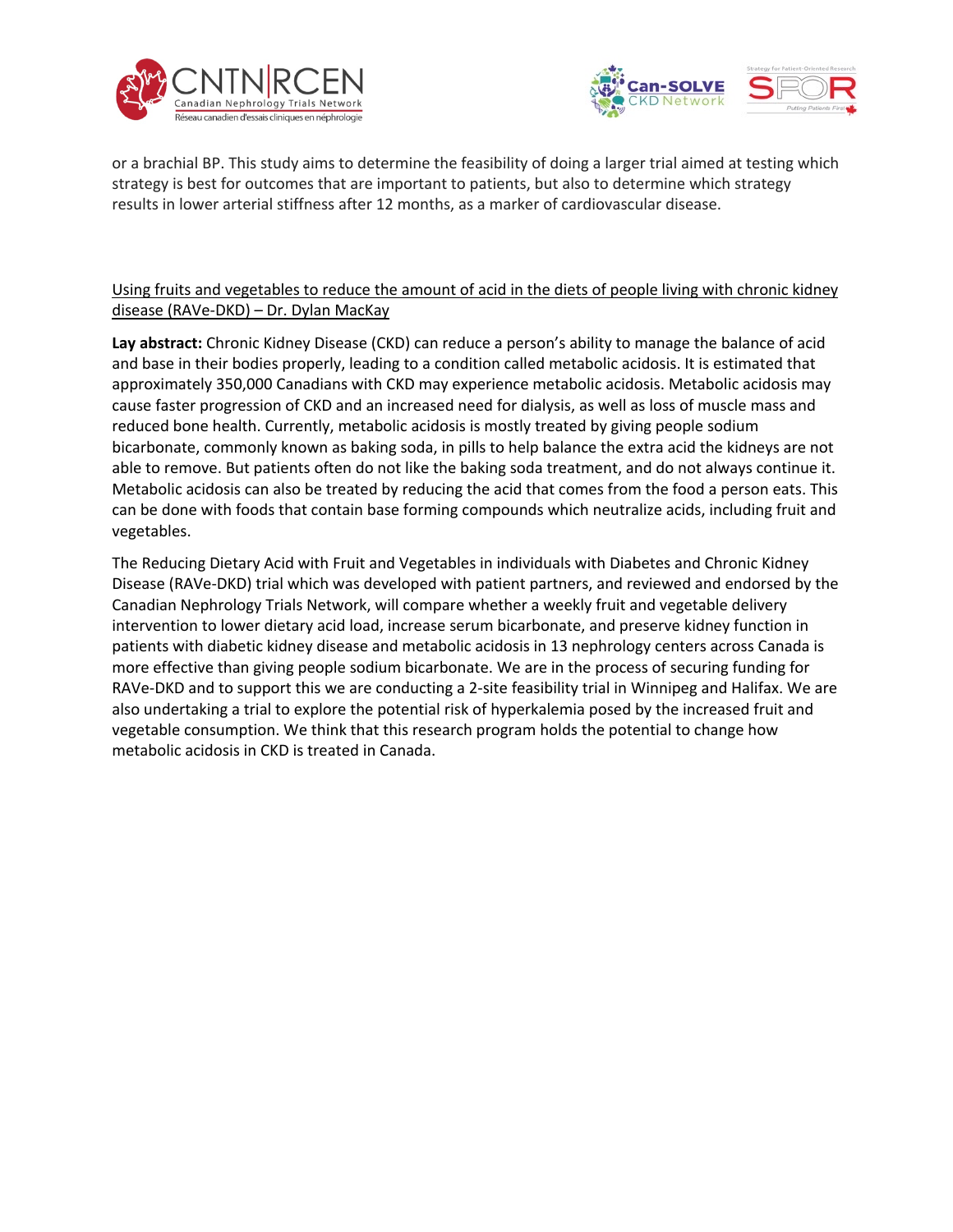or a brachial BP. This study aims to determine the feasibility of doing a larger trial aimed at testing which strategy is best for outcomes that are important to patients, but also to determine which strategy results in lower arterial stiffness after 12 months, as a marker of cardiovascular disease.

<u>Using fruits and vegetables to reduce the amount of acid in the diets of people living with chronic kidney disease (RAVe-DKD) – Dr. Dylan MacKay</u>

**Lay abstract:** Chronic Kidney Disease (CKD) can reduce a person's ability to manage the balance of acid and base in their bodies properly, leading to a condition called metabolic acidosis. It is estimated that approximately 350,000 Canadians with CKD may experience metabolic acidosis. Metabolic acidosis may cause faster progression of CKD and an increased need for dialysis, as well as loss of muscle mass and reduced bone health. Currently, metabolic acidosis is mostly treated by giving people sodium bicarbonate, commonly known as baking soda, in pills to help balance the extra acid the kidneys are not able to remove. But patients often do not like the baking soda treatment, and do not always continue it. Metabolic acidosis can also be treated by reducing the acid that comes from the food a person eats. This can be done with foods that contain base forming compounds which neutralize acids, including fruit and vegetables.

The Reducing Dietary Acid with Fruit and Vegetables in individuals with Diabetes and Chronic Kidney Disease (RAVe-DKD) trial which was developed with patient partners, and reviewed and endorsed by the Canadian Nephrology Trials Network, will compare whether a weekly fruit and vegetable delivery intervention to lower dietary acid load, increase serum bicarbonate, and preserve kidney function in patients with diabetic kidney disease and metabolic acidosis in 13 nephrology centers across Canada is more effective than giving people sodium bicarbonate. We are in the process of securing funding for RAVe-DKD and to support this we are conducting a 2-site feasibility trial in Winnipeg and Halifax. We are also undertaking a trial to explore the potential risk of hyperkalemia posed by the increased fruit and vegetable consumption. We think that this research program holds the potential to change how metabolic acidosis in CKD is treated in Canada.